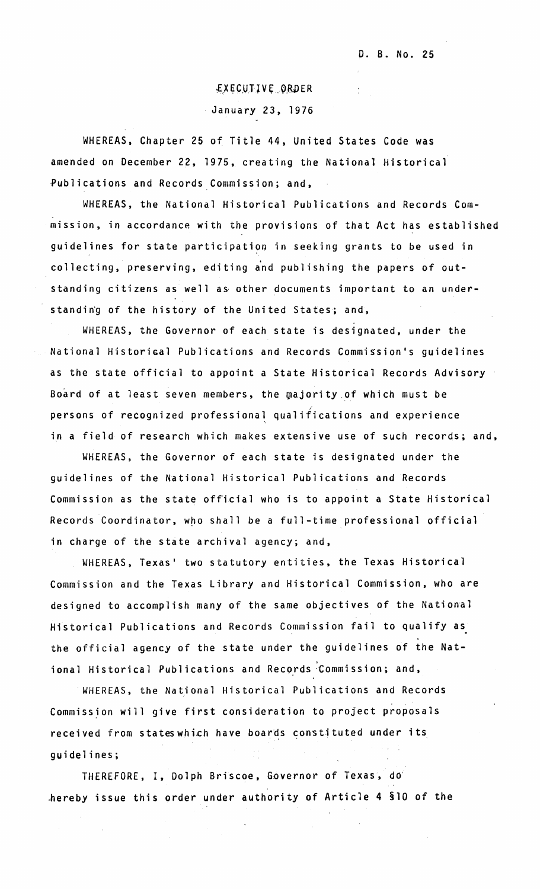D. B. No. 25

# EXECUTIVE ORDER

January 23, 1976

WHEREAS, Chapter 25 of Title 44, United States Code was amended on December 22, 1975, creating the National Historical Publications and Records Commission; and,

WHEREAS, the National Historical Publications and Records Commission, in accordance with the provisions of that Act has established guidelines for state participation in seeking grants to be used in collecting, preserving, editing and publishing the papers of outstanding citizens as well as other documents important to an understanding of the history of the United States; and,

WHEREAS, the Governor of each state is designated, under the National Historical Publications and Records Commission's guidelines as the state official to appoint a State Historical Records Advisory Board of at least seven members, the majority of which must be persons of recognized professional qualifications and experience in a field of research which makes extensive use of such records; and,

WHEREAS, the Governor of each state is designated under the guidelines of the National Historical Publications and Records Commission as the state official who is to appoint a State Historical Records Coordinator, who shall be a full-time professional official in charge of the state archival agency; and,

WHEREAS, Texas' two statutory entities, the Texas Historical Commission and the Texas Library and Historical Commission, who are designed to accomplish many of the same objectives of the National Historical Publications and Records Commission fail to qualify as the official agency of the state under the guidelines of the National Historical Publications and Records Commission; and,

WHEREAS, the National Historical Publications and Records Commission will give first consideration to project proposals received from stateswhich have boards constituted under its guidelines;

THEREFORE, I, Dolph Briscoe, Governor of Texas, do hereby issue this order under authority of Article 4 §10 of the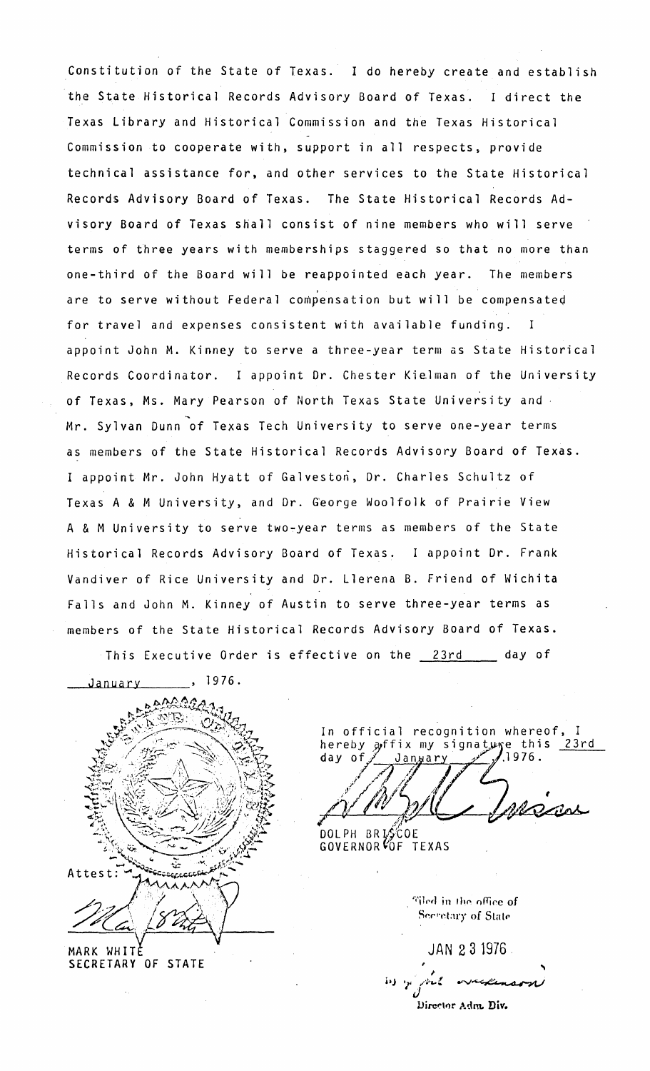Constitution of the State of Texas. I do hereby create and establish the State Historical Records Advisory Board of Texas. I direct the Texas Library and Historical Commission and the Texas Historical Commission to cooperate with, support in all respects, provide technical assistance for, and other services to the State Historical Records Advisory Board of Texas. The State Historical Records Advisory Board of Texas shall consist of nine members who will serve terms of three years with memberships staggered so that no more than one-third of the Board will be reappointed each year. The members are to serve without Federal compensation but will be compensated for travel and expenses consistent with available funding. I appoint John M. Kinney to serve a three-year term as State Historical Records Coordinator. I appoint Dr. Chester Kielman of the University of Texas, Ms. Mary Pearson of North Texas State University and Mr. Sylvan Dunn of Texas Tech University to serve one-year terms as members of the State Historical Records Advisory Board of Texas. I appoint Mr. John Hyatt of Galveston, Dr. Charles Schultz of Texas A & M University, and Dr. George Woolfolk of Prairie View A & M University to serve two-year terms as members of the State Historical Records Advisory Board of Texas. I appoint Dr. Frank Vandiver of Rice University and Dr. Llerena B. Friend of Wichita Falls and John M. Kinney of Austin to serve three-year terms as members of the State Historical Records Advisory Board of Texas.

This Executive Order is effective on the 23rd day of January, 1976.

In official recognition whereof, I hereby affix my signature this 23rd day of January, 1976.

DOLPH BRISCOE
GOVERNOR OF TEXAS

Attest:

MARK WHITE
SECRETARY OF STATE

Filed in the office of
Secretary of State

JAN 23 1976

Director Adm. Div.